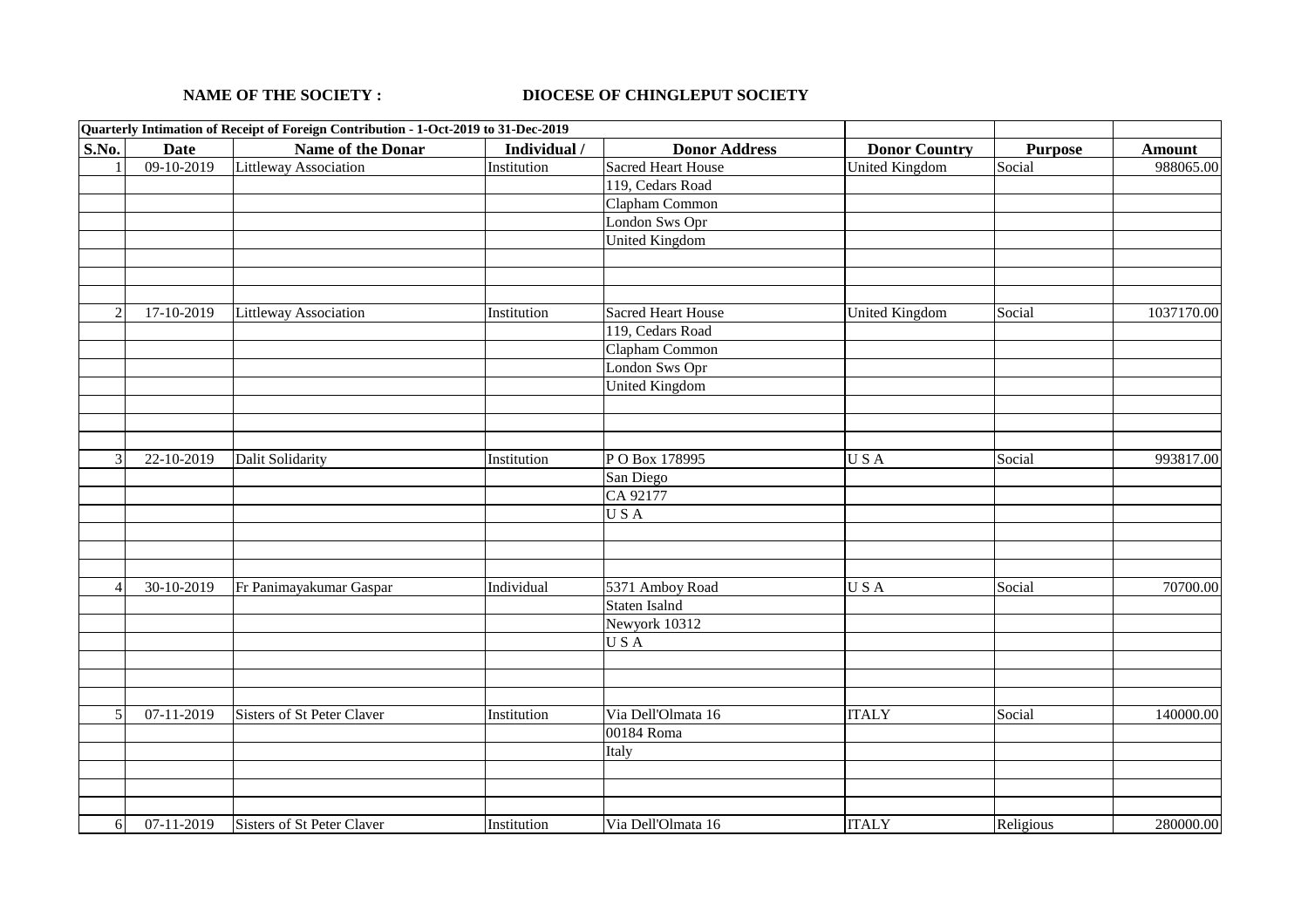**NAME OF THE SOCIETY :** **DIOCESE OF CHINGLEPUT SOCIETY**

| **Quarterly Intimation of Receipt of Foreign Contribution - 1-Oct-2019 to 31-Dec-2019** | | | | | | | |
|---|---|---|---|---|---|---|---|
| **S.No.** | **Date** | **Name of the Donar** | **Individual /** | **Donor Address** | **Donor Country** | **Purpose** | **Amount** |
| 1 | 09-10-2019 | Littleway Association | Institution | Sacred Heart House | United Kingdom | Social | 988065.00 |
| | | | | 119, Cedars Road | | | |
| | | | | Clapham Common | | | |
| | | | | London Sws Opr | | | |
| | | | | United Kingdom | | | |
| 2 | 17-10-2019 | Littleway Association | Institution | Sacred Heart House | United Kingdom | Social | 1037170.00 |
| | | | | 119, Cedars Road | | | |
| | | | | Clapham Common | | | |
| | | | | London Sws Opr | | | |
| | | | | United Kingdom | | | |
| 3 | 22-10-2019 | Dalit Solidarity | Institution | P O Box 178995 | U S A | Social | 993817.00 |
| | | | | San Diego | | | |
| | | | | CA 92177 | | | |
| | | | | U S A | | | |
| 4 | 30-10-2019 | Fr Panimayakumar Gaspar | Individual | 5371 Amboy Road | U S A | Social | 70700.00 |
| | | | | Staten Isalnd | | | |
| | | | | Newyork 10312 | | | |
| | | | | U S A | | | |
| 5 | 07-11-2019 | Sisters of St Peter Claver | Institution | Via Dell'Olmata 16 | ITALY | Social | 140000.00 |
| | | | | 00184 Roma | | | |
| | | | | Italy | | | |
| 6 | 07-11-2019 | Sisters of St Peter Claver | Institution | Via Dell'Olmata 16 | ITALY | Religious | 280000.00 |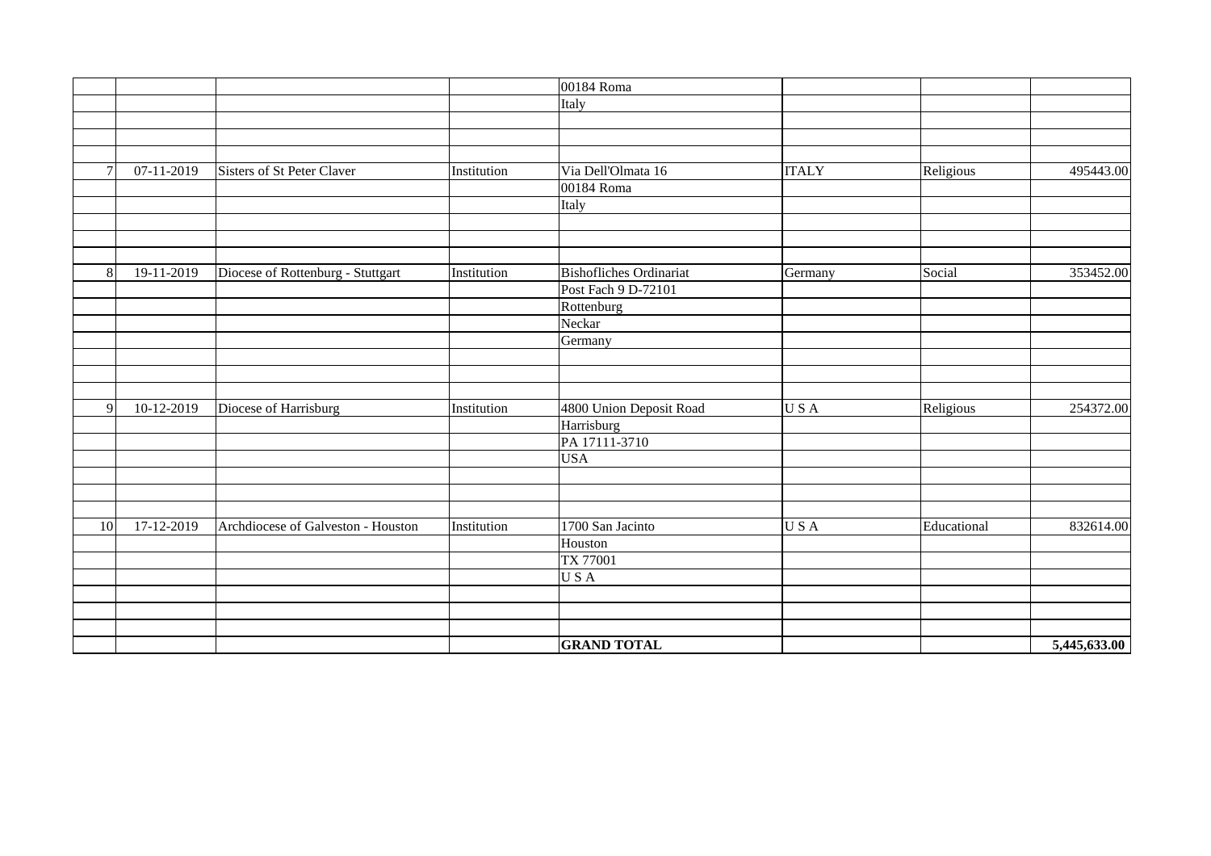| | | | | | | | |
|---|---|---|---|---|---|---|---|
| | | | | 00184 Roma | | | |
| | | | | Italy | | | |
| | | | | | | | |
| | | | | | | | |
| | | | | | | | |
| 7 | 07-11-2019 | Sisters of St Peter Claver | Institution | Via Dell'Olmata 16 | ITALY | Religious | 495443.00 |
| | | | | 00184 Roma | | | |
| | | | | Italy | | | |
| | | | | | | | |
| | | | | | | | |
| | | | | | | | |
| 8 | 19-11-2019 | Diocese of Rottenburg - Stuttgart | Institution | Bishofliches Ordinariat | Germany | Social | 353452.00 |
| | | | | Post Fach 9 D-72101 | | | |
| | | | | Rottenburg | | | |
| | | | | Neckar | | | |
| | | | | Germany | | | |
| | | | | | | | |
| | | | | | | | |
| | | | | | | | |
| 9 | 10-12-2019 | Diocese of Harrisburg | Institution | 4800 Union Deposit Road | U S A | Religious | 254372.00 |
| | | | | Harrisburg | | | |
| | | | | PA 17111-3710 | | | |
| | | | | USA | | | |
| | | | | | | | |
| | | | | | | | |
| | | | | | | | |
| 10 | 17-12-2019 | Archdiocese of Galveston - Houston | Institution | 1700 San Jacinto | U S A | Educational | 832614.00 |
| | | | | Houston | | | |
| | | | | TX 77001 | | | |
| | | | | U S A | | | |
| | | | | | | | |
| | | | | | | | |
| | | | | | | | |
| | | | | **GRAND TOTAL** | | | **5,445,633.00** |